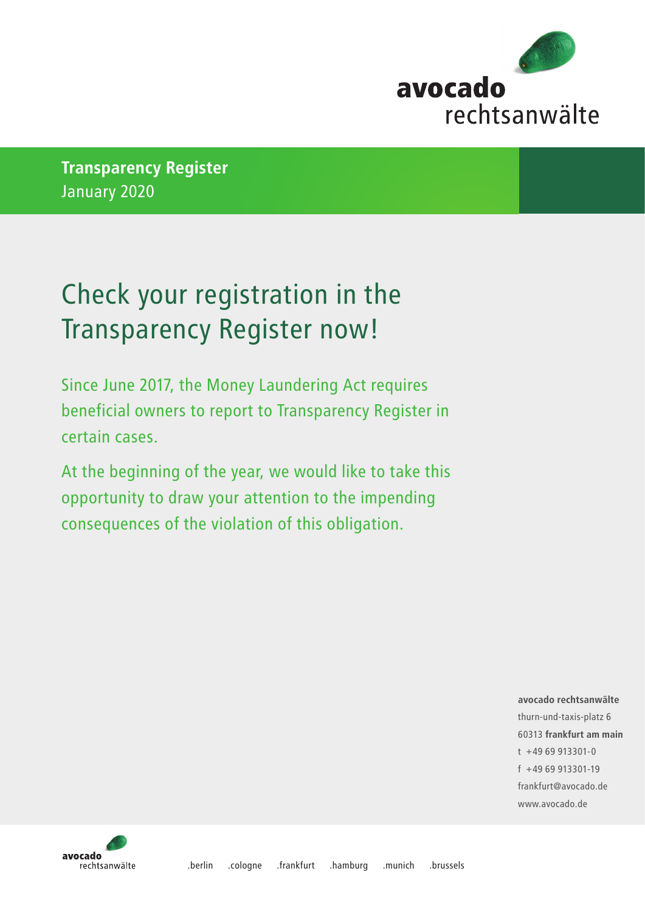avocado
rechtsanwälte

**Transparency Register**
January 2020

# Check your registration in the Transparency Register now!

Since June 2017, the Money Laundering Act requires beneficial owners to report to Transparency Register in certain cases.

At the beginning of the year, we would like to take this opportunity to draw your attention to the impending consequences of the violation of this obligation.

**avocado rechtsanwälte**
thurn-und-taxis-platz 6
60313 **frankfurt am main**
t +49 69 913301-0
f +49 69 913301-19
frankfurt@avocado.de
www.avocado.de

.berlin .cologne .frankfurt .hamburg .munich .brussels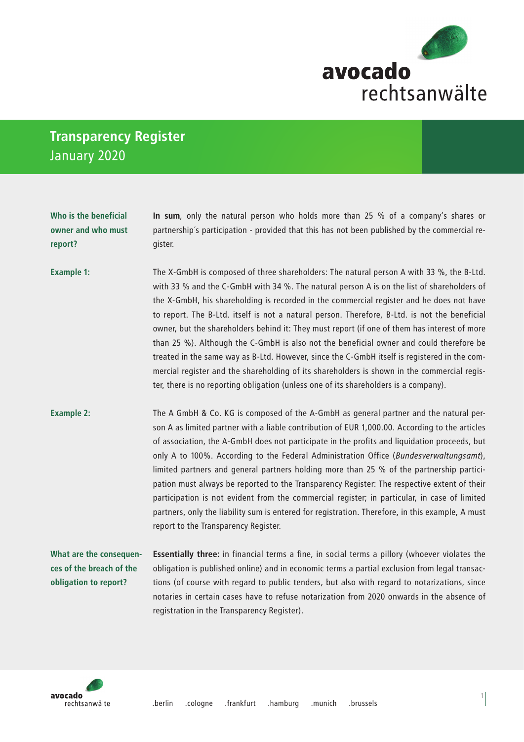# Transparency Register

January 2020

**Who is the beneficial owner and who must report?**

**In sum**, only the natural person who holds more than 25 % of a company's shares or partnership´s participation - provided that this has not been published by the commercial register.

**Example 1:**

The X-GmbH is composed of three shareholders: The natural person A with 33 %, the B-Ltd. with 33 % and the C-GmbH with 34 %. The natural person A is on the list of shareholders of the X-GmbH, his shareholding is recorded in the commercial register and he does not have to report. The B-Ltd. itself is not a natural person. Therefore, B-Ltd. is not the beneficial owner, but the shareholders behind it: They must report (if one of them has interest of more than 25 %). Although the C-GmbH is also not the beneficial owner and could therefore be treated in the same way as B-Ltd. However, since the C-GmbH itself is registered in the commercial register and the shareholding of its shareholders is shown in the commercial register, there is no reporting obligation (unless one of its shareholders is a company).

**Example 2:**

The A GmbH & Co. KG is composed of the A-GmbH as general partner and the natural person A as limited partner with a liable contribution of EUR 1,000.00. According to the articles of association, the A-GmbH does not participate in the profits and liquidation proceeds, but only A to 100%. According to the Federal Administration Office (*Bundesverwaltungsamt*), limited partners and general partners holding more than 25 % of the partnership participation must always be reported to the Transparency Register: The respective extent of their participation is not evident from the commercial register; in particular, in case of limited partners, only the liability sum is entered for registration. Therefore, in this example, A must report to the Transparency Register.

**What are the consequences of the breach of the obligation to report?**

**Essentially three:** in financial terms a fine, in social terms a pillory (whoever violates the obligation is published online) and in economic terms a partial exclusion from legal transactions (of course with regard to public tenders, but also with regard to notarizations, since notaries in certain cases have to refuse notarization from 2020 onwards in the absence of registration in the Transparency Register).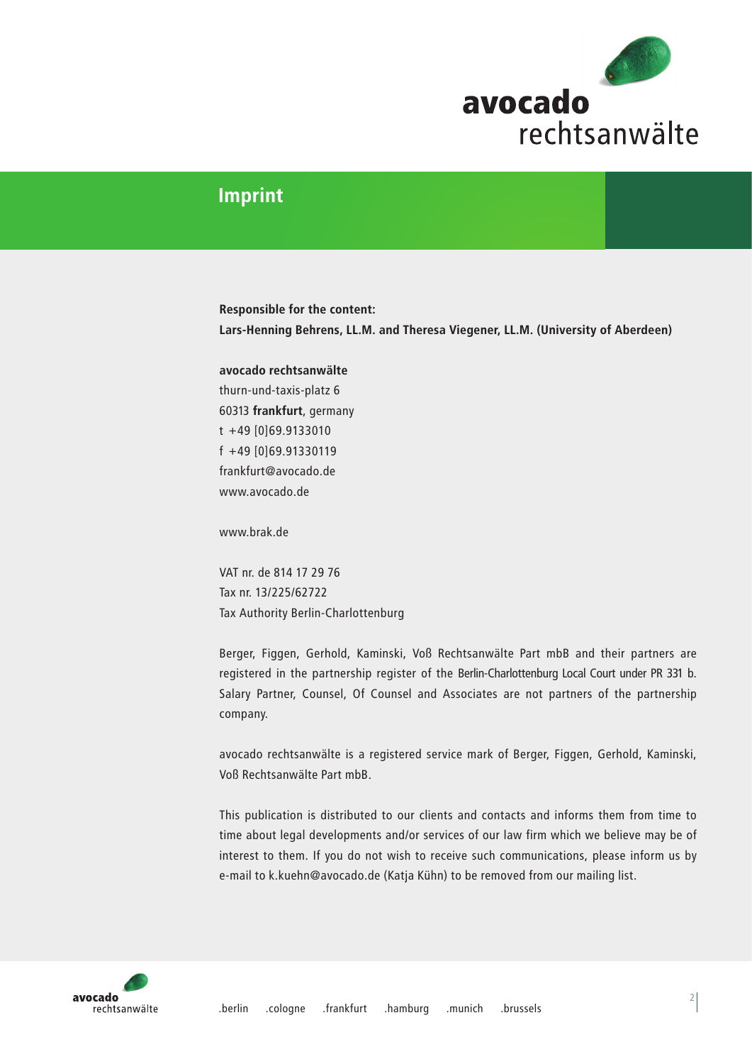# Imprint

**Responsible for the content:**
**Lars-Henning Behrens, LL.M. and Theresa Viegener, LL.M. (University of Aberdeen)**

**avocado rechtsanwälte**
thurn-und-taxis-platz 6
60313 **frankfurt**, germany
t +49 [0]69.9133010
f +49 [0]69.91330119
frankfurt@avocado.de
www.avocado.de

www.brak.de

VAT nr. de 814 17 29 76
Tax nr. 13/225/62722
Tax Authority Berlin-Charlottenburg

Berger, Figgen, Gerhold, Kaminski, Voß Rechtsanwälte Part mbB and their partners are registered in the partnership register of the Berlin-Charlottenburg Local Court under PR 331 b. Salary Partner, Counsel, Of Counsel and Associates are not partners of the partnership company.

avocado rechtsanwälte is a registered service mark of Berger, Figgen, Gerhold, Kaminski, Voß Rechtsanwälte Part mbB.

This publication is distributed to our clients and contacts and informs them from time to time about legal developments and/or services of our law firm which we believe may be of interest to them. If you do not wish to receive such communications, please inform us by e-mail to k.kuehn@avocado.de (Katja Kühn) to be removed from our mailing list.

.berlin .cologne .frankfurt .hamburg .munich .brussels